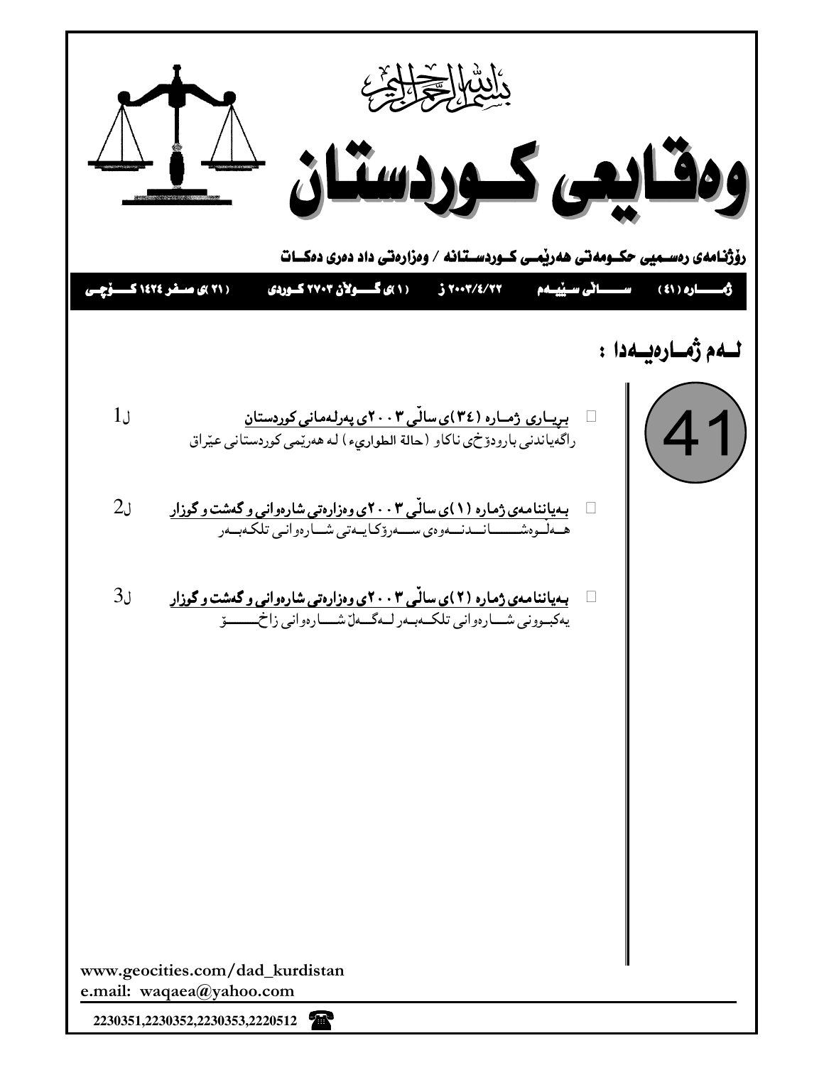بسم الله الرحمن الرحيم

# وەقایعی کوردستان

**رۆژنامەی رەسمیی حکومەتی هەرێمی کوردستانە / وەزارەتی داد دەری دەکات**

**ژمارە (٤١) — سالی سێیەم — ٢٠٠٣/٤/٢٢ ز — (١)ی گولان ٢٧٠٣ کوردی — (٢١)ی صفر ١٤٢٤ کۆچی**

## لەم ژمارەیەدا :

41

- **بریاری ژمارە (٣٤)ی سالی ٢٠٠٣ی پەرلەمانی کوردستان** — ل1
  راگەیاندنی بارودۆخی ناکاو (حالة الطوارىء) لە هەرێمی کوردستانی عێراق

- **بەیاننامەی ژمارە (١)ی سالی ٢٠٠٣ی وەزارەتی شارەوانی و گەشت و گوزار** — ل2
  هەلوەشاندنەوەی سەرۆکایەتی شارەوانی تلکەبەر

- **بەیاننامەی ژمارە (٢)ی سالی ٢٠٠٣ی وەزارەتی شارەوانی و گەشت و گوزار** — ل3
  یەکبوونی شارەوانی تلکەبەر لەگەل شارەوانی زاخۆ

www.geocities.com/dad_kurdistan
e.mail: waqaea@yahoo.com

2230351,2230352,2230353,2220512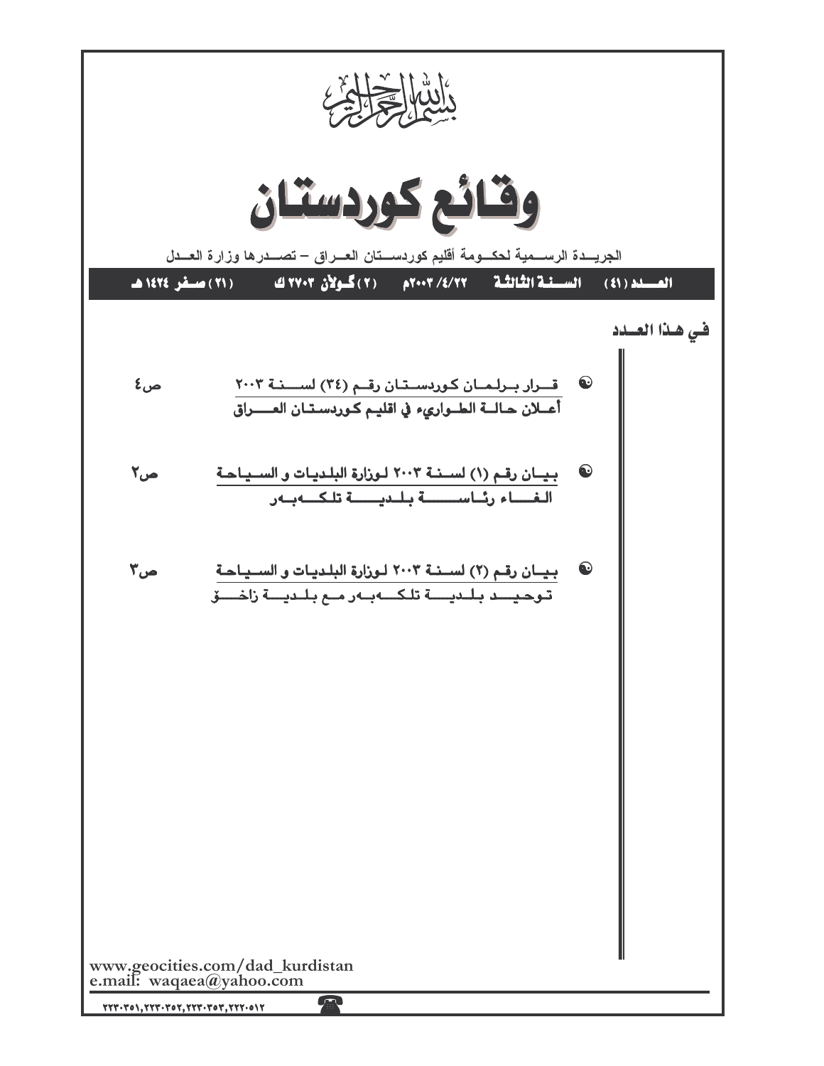بسم الله الرحمن الرحيم

# وقائع كوردستان

الجريـدة الرسـمية لحكـومة أقليم كوردسـتان العـراق – تصـدرها وزارة العـدل

العـدد (٤١) | السـنة الثالثة | ٢٢/٤/٢٠٠٣م | (٢) گـولآن ٢٧٠٣ ك | (٢١) صـفر ١٤٢٤ هـ

## في هـذا العـدد

- **قـرار بـرلمـان كـوردسـتـان رقـم (٣٤) لسـنـة ٢٠٠٣**
  **أعـلان حـالـة الطـواريء في اقليـم كـوردسـتـان العـراق** ص٤

- **بيـان رقـم (١) لسـنـة ٢٠٠٣ لـوزارة البلـديات و السـياحة**
  **الـغـاء رئـاسـة بـلـديـة تلكـهبـهر** ص٢

- **بيـان رقـم (٢) لسـنـة ٢٠٠٣ لـوزارة البلـديات و السـياحة**
  **تـوحيـد بـلـديـة تلكـهبـهر مـع بـلـديـة زاخـۆ** ص٣

www.geocities.com/dad_kurdistan
e.mail: waqaea@yahoo.com

٢٢٣٠٣٥١,٢٢٣٠٣٥٢,٢٢٣٠٣٥٣,٢٢٢٠٥١٢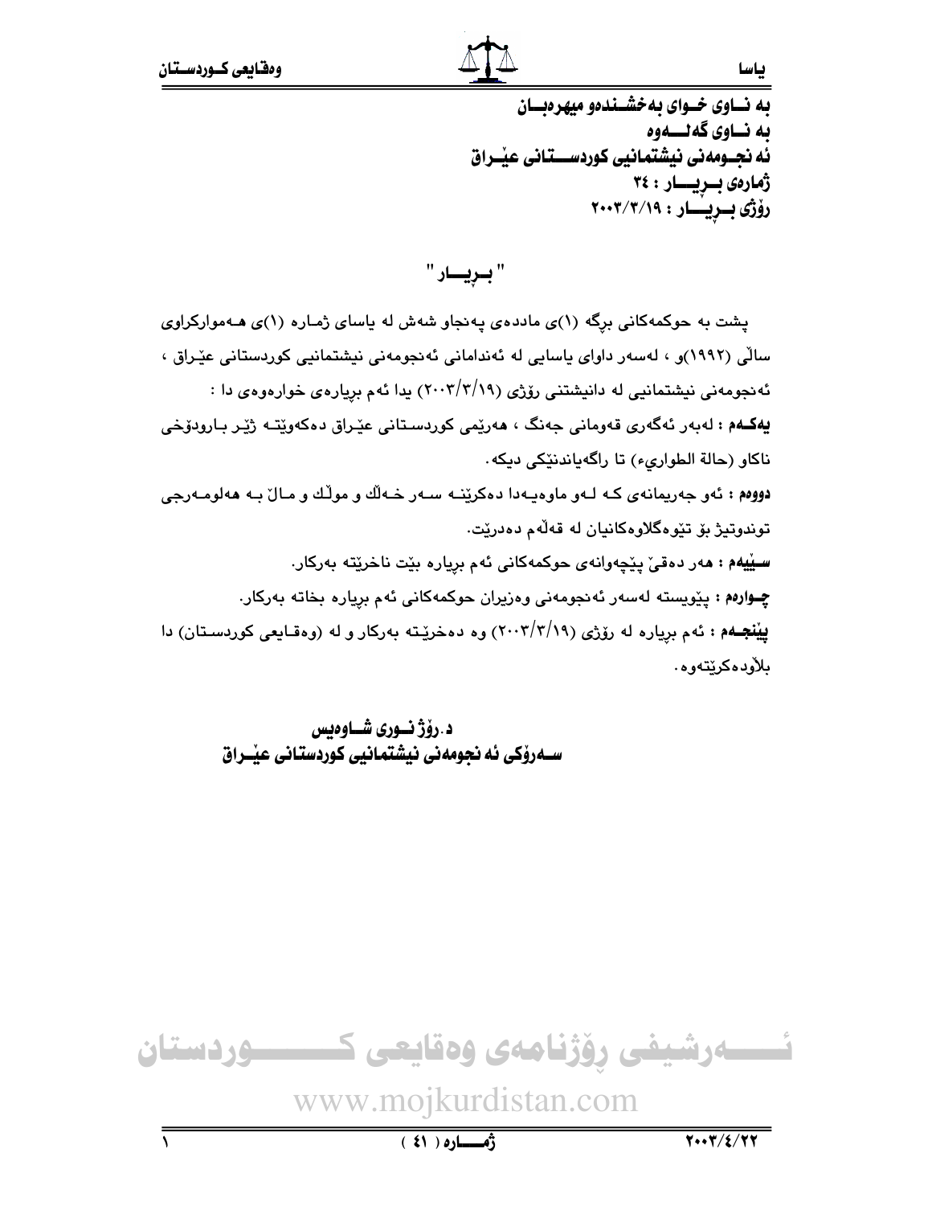به نـاوی خـوای بەخشـندەو میهرەبـان
به نـاوی گەلــەوە
ئەنجـومەنی نیشتمانیی کوردســتانی عێـراق
ژمارەی بـڕیــار : ٣٤
ڕۆژی بـڕیــار : ٢٠٠٣/٣/١٩

# " بـڕیــار "

پشت بە حوکمەکانی برگە (١)ی ماددەی پەنجاو شەش لە یاسای ژمارە (١)ی هەموارکراوی ساڵی (١٩٩٢)و ، لەسەر داوای یاسایی لە ئەندامانی ئەنجومەنی نیشتمانیی کوردستانی عێراق ، ئەنجومەنی نیشتمانیی لە دانیشتنی ڕۆژی (٢٠٠٣/٣/١٩) یدا ئەم بڕیارەی خوارەوەی دا :

**یەکـەم** : لەبەر ئەگەری قەومانی جەنگ ، هەرێمی کوردستانی عێراق دەکەوێتە ژێر باروودۆخی ناکاو (حالة الطواريء) تا ڕاگەیاندنێکی دیکە.

**دووەم** : ئەو جەریمانەی کە لەو ماوەیەدا دەکرێنە سەر خەڵك و موڵك و ماڵ بە هەلومەرجی توندوتیژ بۆ تێوەگلاوەکانیان لە قەڵەم دەدرێت.

**سـێیەم** : هەر دەقێ پێچەوانەی حوکمەکانی ئەم بڕیارە بێت ناخرێتە بەرکار.

**چـوارەم** : پێویستە لەسەر ئەنجومەنی وەزیران حوکمەکانی ئەم بڕیارە بخاتە بەرکار.

**پێنجـەم** : ئەم بڕیارە لە ڕۆژی (٢٠٠٣/٣/١٩) وە دەخرێتە بەرکار و لە (وەقایعی کوردستان) دا بڵاودەکرێتەوە.

**د. ڕۆژ نـوری شـاوەیس**
**سـەرۆکی ئەنجومەنی نیشتمانیی کوردستانی عێـراق**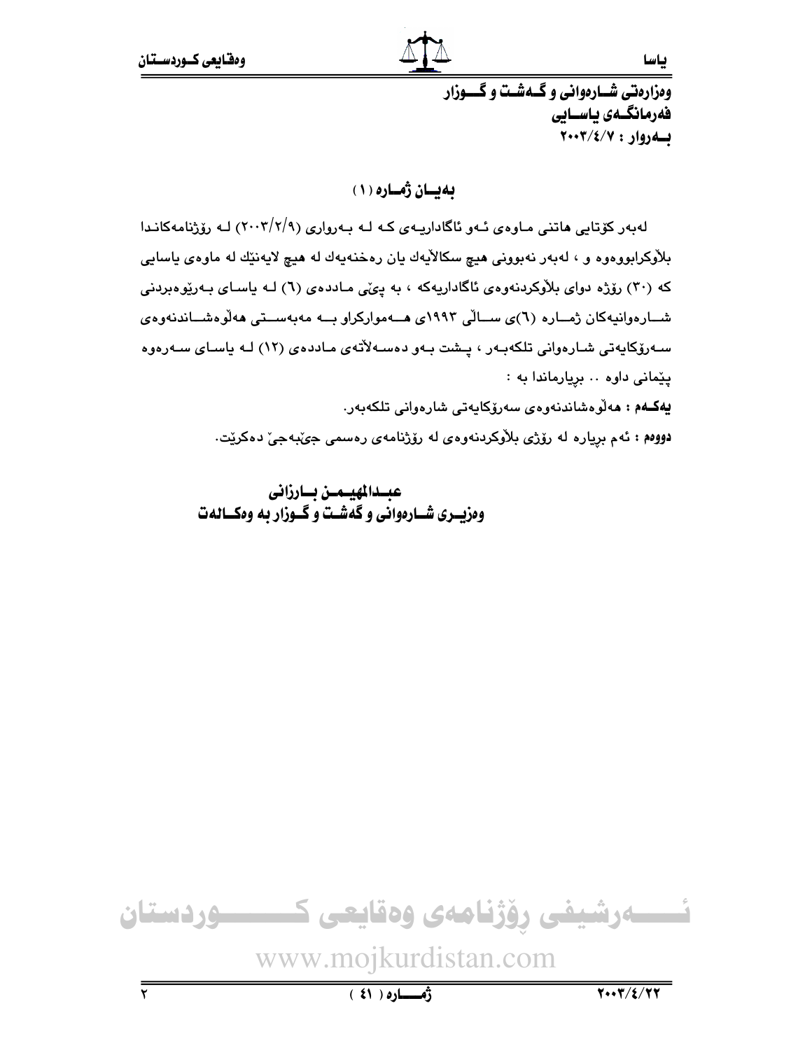وەزارەتی شارەوانی و گەشت و گوزار
فەرمانگەی یاسایی
بەروار : ٢٠٠٣/٤/٧

## بەیان ژمارە (١)

لەبەر کۆتایی هاتنی ماوەی ئەو ئاگادارییەی کە لە بەرواری (٢٠٠٣/٢/٩) لە رۆژنامەکاندا بلاّوکرابووەوە و ، لەبەر نەبوونی هیچ سکالاّیەك یان رەخنەیەك لە هیچ لایەنێك لە ماوەی یاسایی کە (٣٠) رۆژە دوای بلاّوکردنەوەی ئاگادارییەکە ، بە پێی ماددەی (٦) لە یاسای بەرێوەبردنی شارەوانیەکان ژمارە (٦)ی ساڵی ١٩٩٣ی هەموارکراو بە مەبەستی هەڵوەشاندنەوەی سەرۆکایەتی شارەوانی تلکەبەر ، پشت بەو دەسەڵاتەی ماددەی (١٢) لە یاسای سەرەوە پێمانی داوە .. بڕیارماندا بە :

**یەکەم :** هەڵوەشاندنەوەی سەرۆکایەتی شارەوانی تلکەبەر.

**دووەم :** ئەم بڕیارە لە رۆژی بلاّوکردنەوەی لە رۆژنامەی رەسمی جێبەجێ دەکرێت.

**عبدالمهیمن بارزانی**
**وەزیری شارەوانی و گەشت و گوزار بە وەکالەت**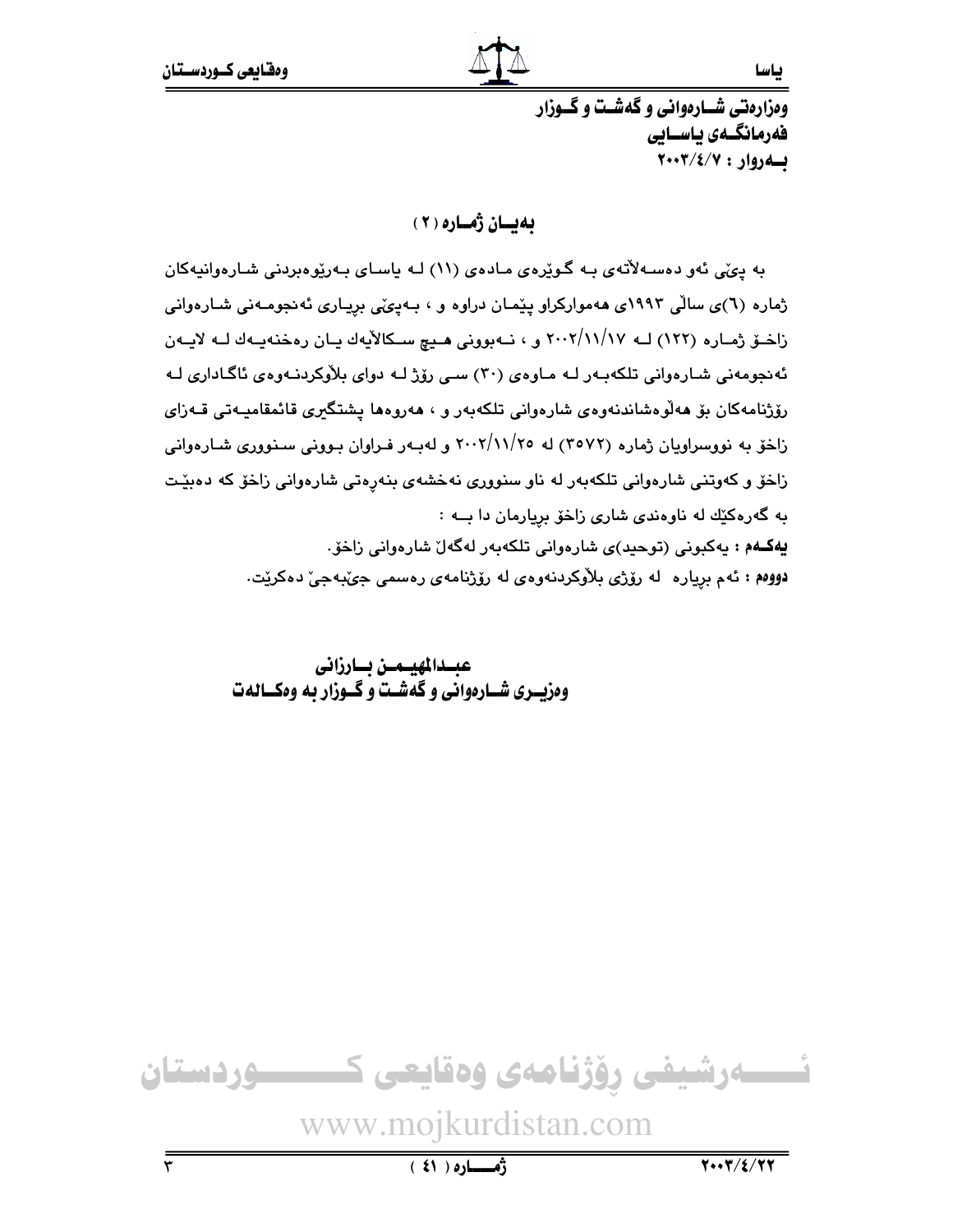وەزارەتی شـارەوانی و گەشـت و گـوزار
فەرمانگـەی یاسـایی
بـەروار : ٢٠٠٣/٤/٧

## بەیـان ژمـارە (٢)

بە پێی ئەو دەسـەڵاتەی بـە گـوێرەی مـادەی (١١) لـە یاسـای بـەڕێوەبردنی شـارەوانیەکان ژمارە (٦)ی ساڵی ١٩٩٣ی هەموارکراو پێمـان دراوە و ، بـەپێی بڕیـاری ئەنجومـەنی شـارەوانی زاخـۆ ژمـارە (١٢٢) لـە ٢٠٠٢/١١/١٧ و ، نـەبوونی هـیچ سـکاڵایەك یـان ڕەخنەیـەك لـە لایـەن ئەنجومەنی شـارەوانی تلکەبـەر لـە مـاوەی (٣٠) سـی ڕۆژ لـە دوای بڵاوکردنـەوەی ئاگـاداری لـە ڕۆژنامەکان بۆ هەڵوەشاندنەوەی شارەوانی تلکەبەر و ، هەروەها پشتگیری قائمقامیـەتی قـەزای زاخۆ بە نووسراویان ژمارە (٣٥٧٢) لە ٢٠٠٢/١١/٢٥ و لەبـەر فـراوان بـوونی سـنووری شـارەوانی زاخۆ و کەوتنی شارەوانی تلکەبەر لە ناو سنووری نەخشەی بنەڕەتی شارەوانی زاخۆ کە دەبێـت بە گەڕەکێك لە ناوەندی شاری زاخۆ بڕیارمان دا بـە :

**یەکـەم :** یەکبونی (توحید)ی شارەوانی تلکەبەر لەگەڵ شارەوانی زاخۆ.

**دووەم :** ئەم بڕیارە لە ڕۆژی بڵاوکردنەوەی لە ڕۆژنامەی ڕەسمی جێبەجێ دەکرێت.

**عبـدالمهیـمـن بـارزانی**
**وەزیـری شـارەوانی و گەشـت و گـوزار بە وەکـالەت**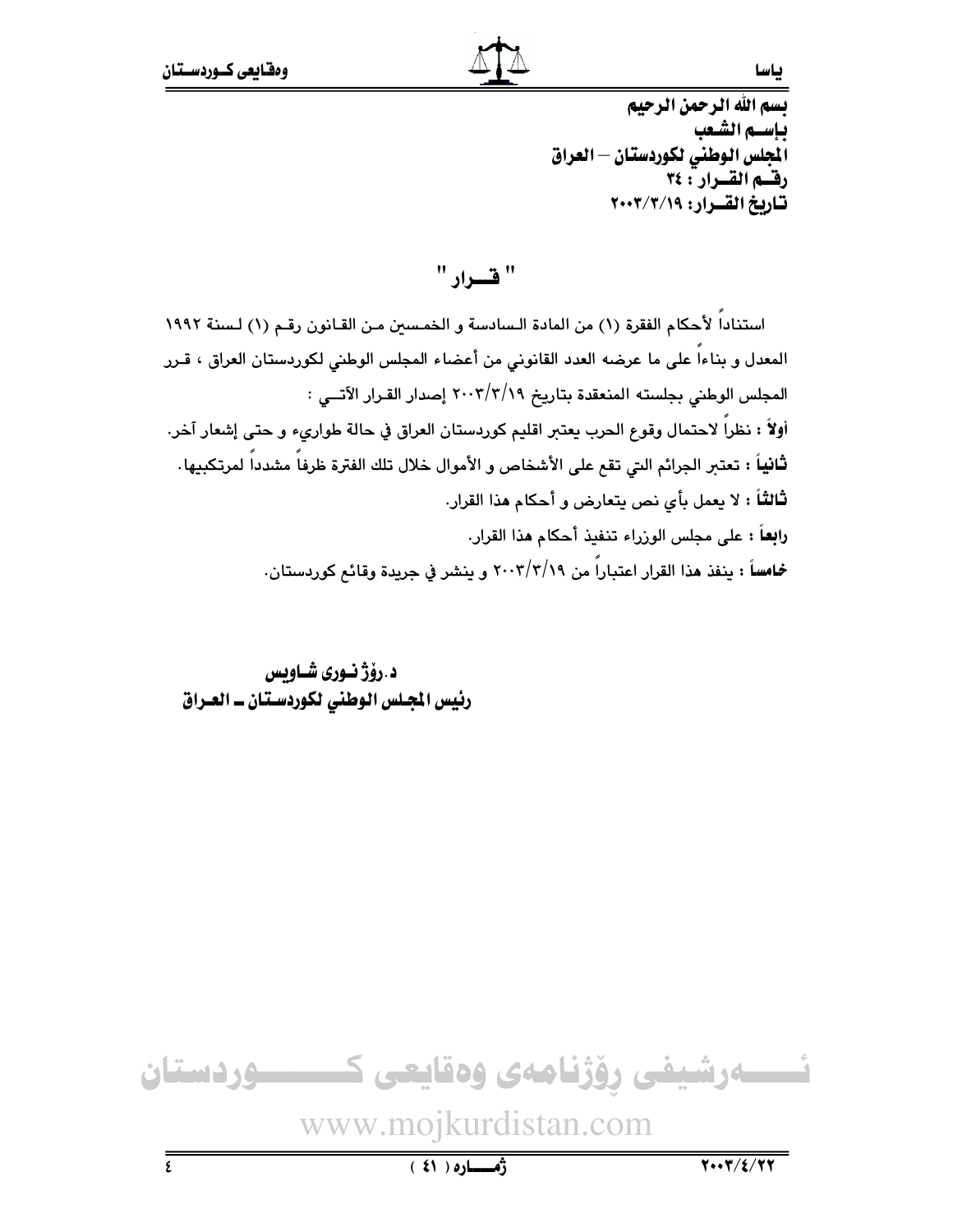بسم الله الرحمن الرحيم
باسم الشعب
المجلس الوطني لكوردستان – العراق
رقم القرار : ٣٤
تاريخ القرار: ٢٠٠٣/٣/١٩

# " قرار "

استناداً لأحكام الفقرة (١) من المادة السادسة و الخمسين من القانون رقم (١) لسنة ١٩٩٢ المعدل و بناءاً على ما عرضه العدد القانوني من أعضاء المجلس الوطني لكوردستان العراق ، قرر المجلس الوطني بجلسته المنعقدة بتاريخ ٢٠٠٣/٣/١٩ إصدار القرار الآتي :

**أولاً** : نظراً لاحتمال وقوع الحرب يعتبر اقليم كوردستان العراق في حالة طوارىء و حتى إشعار آخر.

**ثانياً** : تعتبر الجرائم التي تقع على الأشخاص و الأموال خلال تلك الفترة ظرفاً مشدداً لمرتكبيها.

**ثالثاً** : لا يعمل بأي نص يتعارض و أحكام هذا القرار.

**رابعاً** : على مجلس الوزراء تنفيذ أحكام هذا القرار.

**خامساً** : ينفذ هذا القرار اعتباراً من ٢٠٠٣/٣/١٩ و ينشر في جريدة وقائع كوردستان.

**د.رۆژ نوری شاويس**
**رئيس المجلس الوطني لكوردستان ـ العراق**